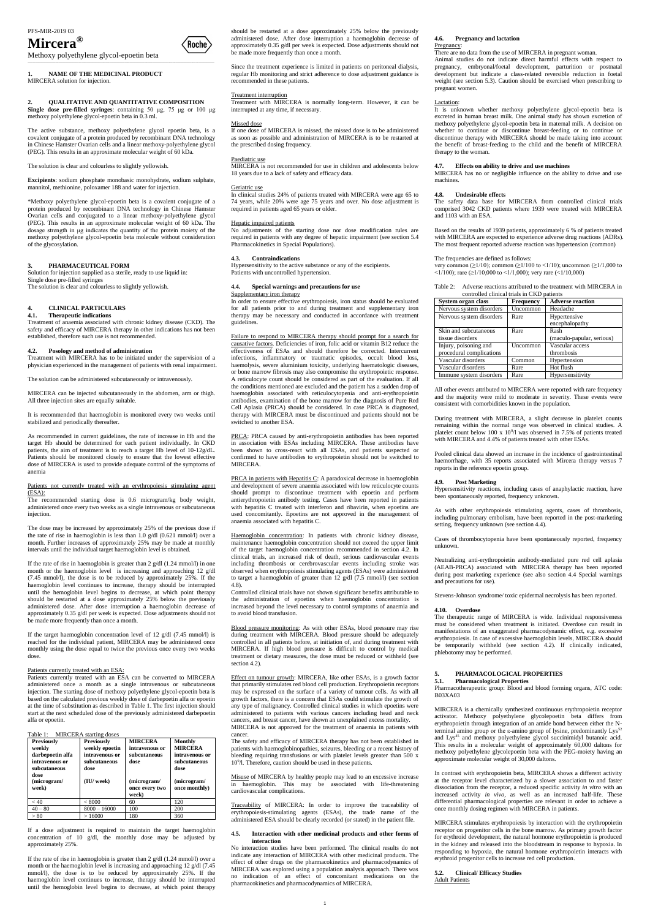PFS-MIR-2019 03

# Mircera®

Methoxy polyethylene glycol-epoetin beta

## 1. NAME OF THE MEDICINAL PRODUCT

MIRCERA solution for injection.

## 2. QUALITATIVE AND QUANTITATIVE COMPOSITION

**Single dose pre-filled syringes**: containing 50 µg, 75 µg or 100 µg methoxy polyethylene glycol-epoetin beta in 0.3 ml.

The active substance, methoxy polyethylene glycol epoetin beta, is a covalent conjugate of a protein produced by recombinant DNA technology in Chinese Hamster Ovarian cells and a linear methoxy-polyethylene glycol (PEG). This results in an approximate molecular weight of 60 kDa.

The solution is clear and colourless to slightly yellowish.

**Excipients**: sodium phosphate monobasic monohydrate, sodium sulphate, mannitol, methionine, poloxamer 188 and water for injection.

*Methoxy polyethylene glycol-epoetin beta is a covalent conjugate of a protein produced by recombinant DNA technology in Chinese Hamster Ovarian cells and conjugated to a linear methoxy-polyethylene glycol (PEG). This results in an approximate molecular weight of 60 kDa. The dosage strength in µg indicates the quantity of the protein moiety of the methoxy polyethylene glycol-epoetin beta molecule without consideration of the glycosylation.

## 3. PHARMACEUTICAL FORM

Solution for injection supplied as a sterile, ready to use liquid in:
Single dose pre-filled syringes
The solution is clear and colourless to slightly yellowish.

## 4. CLINICAL PARTICULARS

### 4.1. Therapeutic indications

Treatment of anaemia associated with chronic kidney disease (CKD). The safety and efficacy of MIRCERA therapy in other indications has not been established, therefore such use is not recommended.

### 4.2. Posology and method of administration

Treatment with MIRCERA has to be initiated under the supervision of a physician experienced in the management of patients with renal impairment.

The solution can be administered subcutaneously or intravenously.

MIRCERA can be injected subcutaneously in the abdomen, arm or thigh. All three injection sites are equally suitable.

It is recommended that haemoglobin is monitored every two weeks until stabilized and periodically thereafter.

As recommended in current guidelines, the rate of increase in Hb and the target Hb should be determined for each patient individually. In CKD patients, the aim of treatment is to reach a target Hb level of 10-12g/dL. Patients should be monitored closely to ensure that the lowest effective dose of MIRCERA is used to provide adequate control of the symptoms of anemia

Patients not currently treated with an erythropoiesis stimulating agent (ESA):

The recommended starting dose is 0.6 microgram/kg body weight, administered once every two weeks as a single intravenous or subcutaneous injection.

The dose may be increased by approximately 25% of the previous dose if the rate of rise in haemoglobin is less than 1.0 g/dl (0.621 mmol/l) over a month. Further increases of approximately 25% may be made at monthly intervals until the individual target haemoglobin level is obtained.

If the rate of rise in haemoglobin is greater than 2 g/dl (1.24 mmol/l) in one month or the haemoglobin level is increasing and approaching 12 g/dl (7.45 mmol/l), the dose is to be reduced by approximately 25%. If the haemoglobin level continues to increase, therapy should be interrupted until the hemoglobin level begins to decrease, at which point therapy should be restarted at a dose approximately 25% below the previously administered dose. After dose interruption a haemoglobin decrease of approximately 0.35 g/dl per week is expected. Dose adjustments should not be made more frequently than once a month.

If the target haemoglobin concentration level of 12 g/dl (7.45 mmol/l) is reached for the individual patient, MIRCERA may be administered once monthly using the dose equal to twice the previous once every two weeks dose.

Patients currently treated with an ESA:

Patients currently treated with an ESA can be converted to MIRCERA administered once a month as a single intravenous or subcutaneous injection. The starting dose of methoxy polyethylene glycol-epoetin beta is based on the calculated previous weekly dose of darbepoetin alfa or epoetin at the time of substitution as described in Table 1. The first injection should start at the next scheduled dose of the previously administered darbepoetin alfa or epoetin.

Table 1: MIRCERA starting doses

| Previously weekly darbepoetin alfa intravenous or subcutaneous dose (microgram/ week) | Previously weekly epoetin intravenous or subcutaneous dose (IU/ week) | MIRCERA intravenous or subcutaneous dose (microgram/ once every two week) | Monthly MIRCERA intravenous or subcutaneous dose (microgram/ once monthly) |
|---|---|---|---|
| < 40 | < 8000 | 60 | 120 |
| 40 – 80 | 8000 – 16000 | 100 | 200 |
| > 80 | > 16000 | 180 | 360 |

If a dose adjustment is required to maintain the target haemoglobin concentration of 10 g/dl, the monthly dose may be adjusted by approximately 25%.

If the rate of rise in haemoglobin is greater than 2 g/dl (1.24 mmol/l) over a month or the haemoglobin level is increasing and approaching 12 g/dl (7.45 mmol/l), the dose is to be reduced by approximately 25%. If the haemoglobin level continues to increase, therapy should be interrupted until the hemoglobin level begins to decrease, at which point therapy should be restarted at a dose approximately 25% below the previously administered dose. After dose interruption a haemoglobin decrease of approximately 0.35 g/dl per week is expected. Dose adjustments should not be made more frequently than once a month.

Since the treatment experience is limited in patients on peritoneal dialysis, regular Hb monitoring and strict adherence to dose adjustment guidance is recommended in these patients.

Treatment interruption

Treatment with MIRCERA is normally long-term. However, it can be interrupted at any time, if necessary.

Missed dose

If one dose of MIRCERA is missed, the missed dose is to be administered as soon as possible and administration of MIRCERA is to be restarted at the prescribed dosing frequency.

Paediatric use

MIRCERA is not recommended for use in children and adolescents below 18 years due to a lack of safety and efficacy data.

Geriatric use

In clinical studies 24% of patients treated with MIRCERA were age 65 to 74 years, while 20% were age 75 years and over. No dose adjustment is required in patients aged 65 years or older.

Hepatic impaired patients

No adjustments of the starting dose nor dose modification rules are required in patients with any degree of hepatic impairment (see section 5.4 Pharmacokinetics in Special Populations).

### 4.3. Contraindications

Hypersensitivity to the active substance or any of the excipients.
Patients with uncontrolled hypertension.

### 4.4. Special warnings and precautions for use

Supplementary iron therapy

In order to ensure effective erythropoiesis, iron status should be evaluated for all patients prior to and during treatment and supplementary iron therapy may be necessary and conducted in accordance with treatment guidelines.

Failure to respond to MIRCERA therapy should prompt for a search for causative factors. Deficiencies of iron, folic acid or vitamin B12 reduce the effectiveness of ESAs and should therefore be corrected. Intercurrent infections, inflammatory or traumatic episodes, occult blood loss, haemolysis, severe aluminium toxicity, underlying haematologic diseases, or bone marrow fibrosis may also compromise the erythropoietic response. A reticulocyte count should be considered as part of the evaluation. If all the conditions mentioned are excluded and the patient has a sudden drop of haemoglobin associated with reticulocytopenia and anti-erythropoietin antibodies, examination of the bone marrow for the diagnosis of Pure Red Cell Aplasia (PRCA) should be considered. In case PRCA is diagnosed, therapy with MIRCERA must be discontinued and patients should not be switched to another ESA.

PRCA: PRCA caused by anti-erythropoietin antibodies has been reported in association with ESAs including MIRCERA. These antibodies have been shown to cross-react with all ESAs, and patients suspected or confirmed to have antibodies to erythropoietin should not be switched to MIRCERA.

PRCA in patients with Hepatitis C: A paradoxical decrease in haemoglobin and development of severe anaemia associated with low reticulocyte counts should prompt to discontinue treatment with epoetin and perform antierythropoietin antibody testing. Cases have been reported in patients with hepatitis C treated with interferon and ribavirin, when epoetins are used concomitantly. Epoetins are not approved in the management of anaemia associated with hepatitis C.

Haemoglobin concentration: In patients with chronic kidney disease, maintenance haemoglobin concentration should not exceed the upper limit of the target haemoglobin concentration recommended in section 4.2. In clinical trials, an increased risk of death, serious cardiovascular events including thrombosis or cerebrovascular events including stroke was observed when erythropoiesis stimulating agents (ESAs) were administered to target a haemoglobin of greater than 12 g/dl (7.5 mmol/l) (see section 4.8).

Controlled clinical trials have not shown significant benefits attributable to the administration of epoetins when haemoglobin concentration is increased beyond the level necessary to control symptoms of anaemia and to avoid blood transfusion.

Blood pressure monitoring: As with other ESAs, blood pressure may rise during treatment with MIRCERA. Blood pressure should be adequately controlled in all patients before, at initiation of, and during treatment with MIRCERA. If high blood pressure is difficult to control by medical treatment or dietary measures, the dose must be reduced or withheld (see section 4.2).

Effect on tumour growth: MIRCERA, like other ESAs, is a growth factor that primarily stimulates red blood cell production. Erythropoietin receptors may be expressed on the surface of a variety of tumour cells. As with all growth factors, there is a concern that ESAs could stimulate the growth of any type of malignancy. Controlled clinical studies in which epoetins were administered to patients with various cancers including head and neck cancers, and breast cancer, have shown an unexplained excess mortality.

MIRCERA is not approved for the treatment of anaemia in patients with cancer.

The safety and efficacy of MIRCERA therapy has not been established in patients with haemoglobinopathies, seizures, bleeding or a recent history of bleeding requiring transfusions or with platelet levels greater than 500 x $10^9$/l. Therefore, caution should be used in these patients.

Misuse of MIRCERA by healthy people may lead to an excessive increase in haemoglobin. This may be associated with life-threatening cardiovascular complications.

Traceability of MIRCERA: In order to improve the traceability of erythropoiesis-stimulating agents (ESAs), the trade name of the administered ESA should be clearly recorded (or stated) in the patient file.

### 4.5. Interaction with other medicinal products and other forms of interaction

No interaction studies have been performed. The clinical results do not indicate any interaction of MIRCERA with other medicinal products. The effect of other drugs on the pharmacokinetics and pharmacodynamics of MIRCERA was explored using a population analysis approach. There was no indication of an effect of concomitant medications on the pharmacokinetics and pharmacodynamics of MIRCERA.

### 4.6. Pregnancy and lactation

Pregnancy:

There are no data from the use of MIRCERA in pregnant woman.

Animal studies do not indicate direct harmful effects with respect to pregnancy, embryonal/foetal development, parturition or postnatal development but indicate a class-related reversible reduction in foetal weight (see section 5.3). Caution should be exercised when prescribing to pregnant women.

Lactation:

It is unknown whether methoxy polyethylene glycol-epoetin beta is excreted in human breast milk. One animal study has shown excretion of methoxy polyethylene glycol-epoetin beta in maternal milk. A decision on whether to continue or discontinue breast-feeding or to continue or discontinue therapy with MIRCERA should be made taking into account the benefit of breast-feeding to the child and the benefit of MIRCERA therapy to the woman.

### 4.7. Effects on ability to drive and use machines

MIRCERA has no or negligible influence on the ability to drive and use machines.

### 4.8. Undesirable effects

The safety data base for MIRCERA from controlled clinical trials comprised 3042 CKD patients where 1939 were treated with MIRCERA and 1103 with an ESA.

Based on the results of 1939 patients, approximately 6 % of patients treated with MIRCERA are expected to experience adverse drug reactions (ADRs). The most frequent reported adverse reaction was hypertension (common)

The frequencies are defined as follows:
very common (≥1/10); common (≥1/100 to <1/10); uncommon (≥1/1,000 to <1/100); rare (≥1/10,000 to <1/1,000); very rare (<1/10,000)

Table 2: Adverse reactions attributed to the treatment with MIRCERA in controlled clinical trials in CKD patients

| System organ class | Frequency | Adverse reaction |
|---|---|---|
| Nervous system disorders | Uncommon | Headache |
| Nervous system disorders | Rare | Hypertensive encephalopathy |
| Skin and subcutaneous tissue disorders | Rare | Rash (maculo-papular, serious) |
| Injury, poisoning and procedural complications | Uncommon | Vascular access thrombosis |
| Vascular disorders | Common | Hypertension |
| Vascular disorders | Rare | Hot flush |
| Immune system disorders | Rare | Hypersensitivity |

All other events attributed to MIRCERA were reported with rare frequency and the majority were mild to moderate in severity. These events were consistent with comorbidities known in the population.

During treatment with MIRCERA, a slight decrease in platelet counts remaining within the normal range was observed in clinical studies. A platelet count below 100 x $10^9$/l was observed in 7.5% of patients treated with MIRCERA and 4.4% of patients treated with other ESAs.

Pooled clinical data showed an increase in the incidence of gastrointestinal haemorrhage, with 35 reports associated with Mircera therapy versus 7 reports in the reference epoetin group.

### 4.9. Post Marketing

Hypersensitivity reactions, including cases of anaphylactic reaction, have been spontaneously reported, frequency unknown.

As with other erythropoiesis stimulating agents, cases of thrombosis, including pulmonary embolism, have been reported in the post-marketing setting, frequency unknown (see section 4.4).

Cases of thrombocytopenia have been spontaneously reported, frequency unknown.

Neutralizing anti-erythropoietin antibody-mediated pure red cell aplasia (AEAB-PRCA) associated with MIRCERA therapy has been reported during post marketing experience (see also section 4.4 Special warnings and precautions for use).

Stevens-Johnson syndrome/ toxic epidermal necrolysis has been reported.

### 4.10. Overdose

The therapeutic range of MIRCERA is wide. Individual responsiveness must be considered when treatment is initiated. Overdose can result in manifestations of an exaggerated pharmacodynamic effect, e.g. excessive erythropoiesis. In case of excessive haemoglobin levels, MIRCERA should be temporarily withheld (see section 4.2). If clinically indicated, phlebotomy may be performed.

## 5. PHARMACOLOGICAL PROPERTIES

### 5.1. Pharmacological Properties

Pharmacotherapeutic group: Blood and blood forming organs, ATC code: B03XA03

MIRCERA is a chemically synthesized continuous erythropoietin receptor activator. Methoxy polyethylene glycolepoetin beta differs from erythropoietin through integration of an amide bond between either the N-terminal amino group or the ε-amino group of lysine, predominantly $Lys^{52}$ and $Lys^{45}$ and methoxy polyethylene glycol succinimidyl butanoic acid. This results in a molecular weight of approximately 60,000 daltons for methoxy polyethylene glycolepoetin beta with the PEG-moiety having an approximate molecular weight of 30,000 daltons.

In contrast with erythropoietin beta, MIRCERA shows a different activity at the receptor level characterized by a slower association to and faster dissociation from the receptor, a reduced specific activity *in vitro* with an increased activity *in vivo*, as well as an increased half-life. These differential pharmacological properties are relevant in order to achieve a once monthly dosing regimen with MIRCERA in patients.

MIRCERA stimulates erythropoiesis by interaction with the erythropoietin receptor on progenitor cells in the bone marrow. As primary growth factor for erythroid development, the natural hormone erythropoietin is produced in the kidney and released into the bloodstream in response to hypoxia. In responding to hypoxia, the natural hormone erythropoietin interacts with erythroid progenitor cells to increase red cell production.

### 5.2. Clinical/ Efficacy Studies

Adult Patients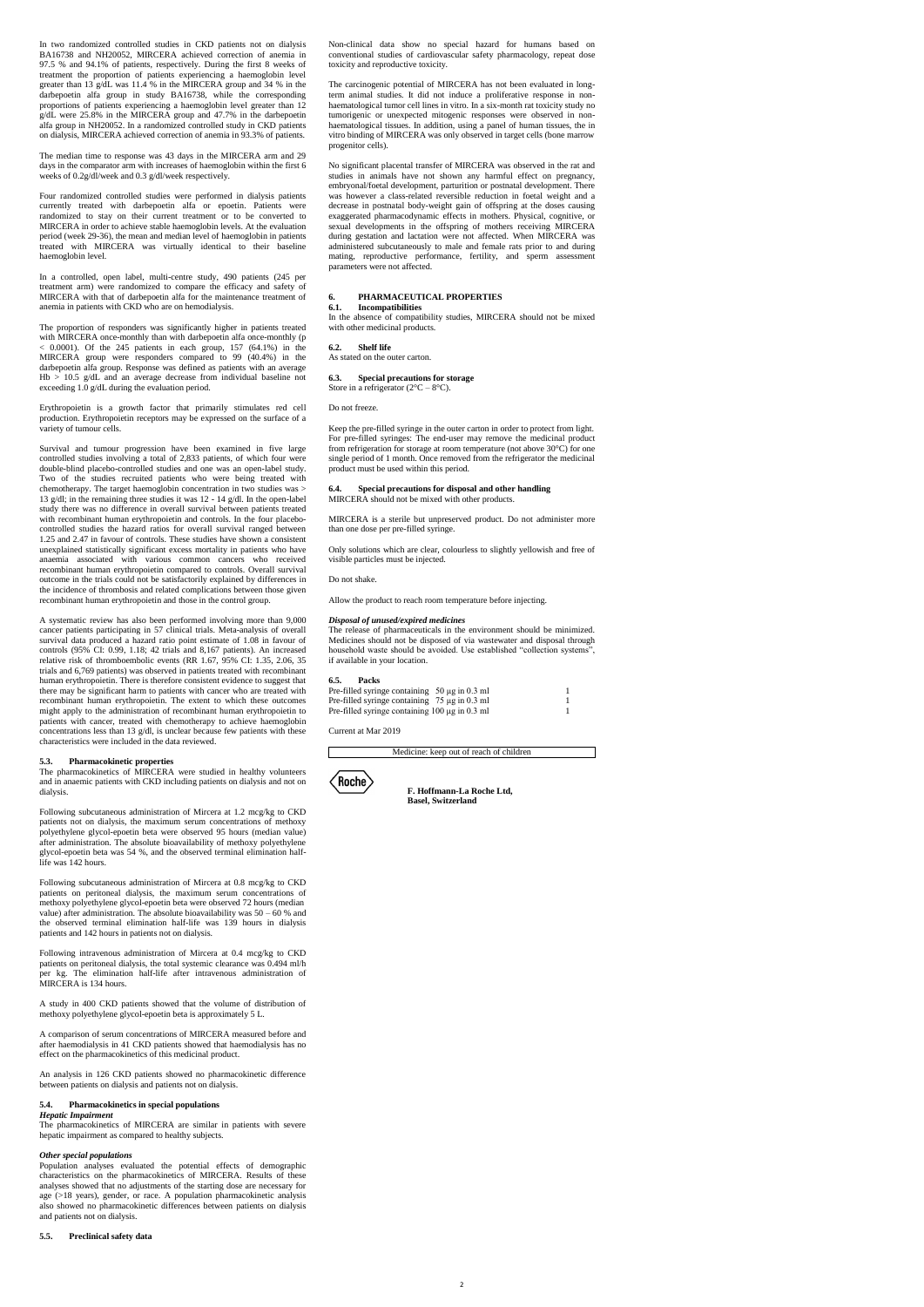In two randomized controlled studies in CKD patients not on dialysis BA16738 and NH20052, MIRCERA achieved correction of anemia in 97.5 % and 94.1% of patients, respectively. During the first 8 weeks of treatment the proportion of patients experiencing a haemoglobin level greater than 13 g/dL was 11.4 % in the MIRCERA group and 34 % in the darbepoetin alfa group in study BA16738, while the corresponding proportions of patients experiencing a haemoglobin level greater than 12 g/dL were 25.8% in the MIRCERA group and 47.7% in the darbepoetin alfa group in NH20052. In a randomized controlled study in CKD patients on dialysis, MIRCERA achieved correction of anemia in 93.3% of patients.

The median time to response was 43 days in the MIRCERA arm and 29 days in the comparator arm with increases of haemoglobin within the first 6 weeks of 0.2g/dl/week and 0.3 g/dl/week respectively.

Four randomized controlled studies were performed in dialysis patients currently treated with darbepoetin alfa or epoetin. Patients were randomized to stay on their current treatment or to be converted to MIRCERA in order to achieve stable haemoglobin levels. At the evaluation period (week 29-36), the mean and median level of haemoglobin in patients treated with MIRCERA was virtually identical to their baseline haemoglobin level.

In a controlled, open label, multi-centre study, 490 patients (245 per treatment arm) were randomized to compare the efficacy and safety of MIRCERA with that of darbepoetin alfa for the maintenance treatment of anemia in patients with CKD who are on hemodialysis.

The proportion of responders was significantly higher in patients treated with MIRCERA once-monthly than with darbepoetin alfa once-monthly ($p < 0.0001$). Of the 245 patients in each group, 157 (64.1%) in the MIRCERA group were responders compared to 99 (40.4%) in the darbepoetin alfa group. Response was defined as patients with an average Hb > 10.5 g/dL and an average decrease from individual baseline not exceeding 1.0 g/dL during the evaluation period.

Erythropoietin is a growth factor that primarily stimulates red cell production. Erythropoietin receptors may be expressed on the surface of a variety of tumour cells.

Survival and tumour progression have been examined in five large controlled studies involving a total of 2,833 patients, of which four were double-blind placebo-controlled studies and one was an open-label study. Two of the studies recruited patients who were being treated with chemotherapy. The target haemoglobin concentration in two studies was > 13 g/dl; in the remaining three studies it was 12 - 14 g/dl. In the open-label study there was no difference in overall survival between patients treated with recombinant human erythropoietin and controls. In the four placebo-controlled studies the hazard ratios for overall survival ranged between 1.25 and 2.47 in favour of controls. These studies have shown a consistent unexplained statistically significant excess mortality in patients who have anaemia associated with various common cancers who received recombinant human erythropoietin compared to controls. Overall survival outcome in the trials could not be satisfactorily explained by differences in the incidence of thrombosis and related complications between those given recombinant human erythropoietin and those in the control group.

A systematic review has also been performed involving more than 9,000 cancer patients participating in 57 clinical trials. Meta-analysis of overall survival data produced a hazard ratio point estimate of 1.08 in favour of controls (95% CI: 0.99, 1.18; 42 trials and 8,167 patients). An increased relative risk of thromboembolic events (RR 1.67, 95% CI: 1.35, 2.06, 35 trials and 6,769 patients) was observed in patients treated with recombinant human erythropoietin. There is therefore consistent evidence to suggest that there may be significant harm to patients with cancer who are treated with recombinant human erythropoietin. The extent to which these outcomes might apply to the administration of recombinant human erythropoietin to patients with cancer, treated with chemotherapy to achieve haemoglobin concentrations less than 13 g/dl, is unclear because few patients with these characteristics were included in the data reviewed.

### 5.3. Pharmacokinetic properties

The pharmacokinetics of MIRCERA were studied in healthy volunteers and in anaemic patients with CKD including patients on dialysis and not on dialysis.

Following subcutaneous administration of Mircera at 1.2 mcg/kg to CKD patients not on dialysis, the maximum serum concentrations of methoxy polyethylene glycol-epoetin beta were observed 95 hours (median value) after administration. The absolute bioavailability of methoxy polyethylene glycol-epoetin beta was 54 %, and the observed terminal elimination half-life was 142 hours.

Following subcutaneous administration of Mircera at 0.8 mcg/kg to CKD patients on peritoneal dialysis, the maximum serum concentrations of methoxy polyethylene glycol-epoetin beta were observed 72 hours (median value) after administration. The absolute bioavailability was 50 – 60 % and the observed terminal elimination half-life was 139 hours in dialysis patients and 142 hours in patients not on dialysis.

Following intravenous administration of Mircera at 0.4 mcg/kg to CKD patients on peritoneal dialysis, the total systemic clearance was 0.494 ml/h per kg. The elimination half-life after intravenous administration of MIRCERA is 134 hours.

A study in 400 CKD patients showed that the volume of distribution of methoxy polyethylene glycol-epoetin beta is approximately 5 L.

A comparison of serum concentrations of MIRCERA measured before and after haemodialysis in 41 CKD patients showed that haemodialysis has no effect on the pharmacokinetics of this medicinal product.

An analysis in 126 CKD patients showed no pharmacokinetic difference between patients on dialysis and patients not on dialysis.

### 5.4. Pharmacokinetics in special populations

***Hepatic Impairment***

The pharmacokinetics of MIRCERA are similar in patients with severe hepatic impairment as compared to healthy subjects.

***Other special populations***

Population analyses evaluated the potential effects of demographic characteristics on the pharmacokinetics of MIRCERA. Results of these analyses showed that no adjustments of the starting dose are necessary for age (>18 years), gender, or race. A population pharmacokinetic analysis also showed no pharmacokinetic differences between patients on dialysis and patients not on dialysis.

### 5.5. Preclinical safety data

Non-clinical data show no special hazard for humans based on conventional studies of cardiovascular safety pharmacology, repeat dose toxicity and reproductive toxicity.

The carcinogenic potential of MIRCERA has not been evaluated in long-term animal studies. It did not induce a proliferative response in non-haematological tumor cell lines in vitro. In a six-month rat toxicity study no tumorigenic or unexpected mitogenic responses were observed in non-haematological tissues. In addition, using a panel of human tissues, the in vitro binding of MIRCERA was only observed in target cells (bone marrow progenitor cells).

No significant placental transfer of MIRCERA was observed in the rat and studies in animals have not shown any harmful effect on pregnancy, embryonal/foetal development, parturition or postnatal development. There was however a class-related reversible reduction in foetal weight and a decrease in postnatal body-weight gain of offspring at the doses causing exaggerated pharmacodynamic effects in mothers. Physical, cognitive, or sexual developments in the offspring of mothers receiving MIRCERA during gestation and lactation were not affected. When MIRCERA was administered subcutaneously to male and female rats prior to and during mating, reproductive performance, fertility, and sperm assessment parameters were not affected.

## 6. PHARMACEUTICAL PROPERTIES

### 6.1. Incompatibilities

In the absence of compatibility studies, MIRCERA should not be mixed with other medicinal products.

### 6.2. Shelf life

As stated on the outer carton.

### 6.3. Special precautions for storage

Store in a refrigerator (2°C – 8°C).

Do not freeze.

Keep the pre-filled syringe in the outer carton in order to protect from light. For pre-filled syringes: The end-user may remove the medicinal product from refrigeration for storage at room temperature (not above 30°C) for one single period of 1 month. Once removed from the refrigerator the medicinal product must be used within this period.

### 6.4. Special precautions for disposal and other handling

MIRCERA should not be mixed with other products.

MIRCERA is a sterile but unpreserved product. Do not administer more than one dose per pre-filled syringe.

Only solutions which are clear, colourless to slightly yellowish and free of visible particles must be injected.

Do not shake.

Allow the product to reach room temperature before injecting.

***Disposal of unused/expired medicines***

The release of pharmaceuticals in the environment should be minimized. Medicines should not be disposed of via wastewater and disposal through household waste should be avoided. Use established "collection systems", if available in your location.

### 6.5. Packs

| | |
|---|---|
| Pre-filled syringe containing 50 µg in 0.3 ml | 1 |
| Pre-filled syringe containing 75 µg in 0.3 ml | 1 |
| Pre-filled syringe containing 100 µg in 0.3 ml | 1 |

Current at Mar 2019

Medicine: keep out of reach of children

Roche

**F. Hoffmann-La Roche Ltd,**
**Basel, Switzerland**